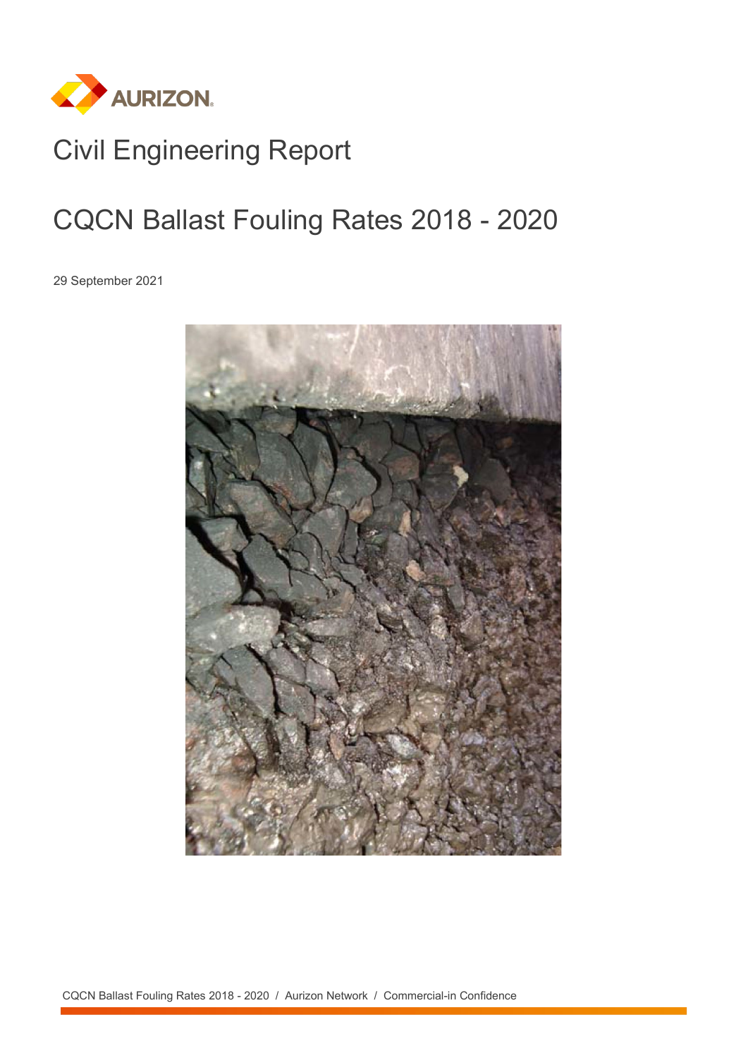# Civil Engineering Report

# CQCN Ballast Fouling Rates 2018 - 2020

29 September 2021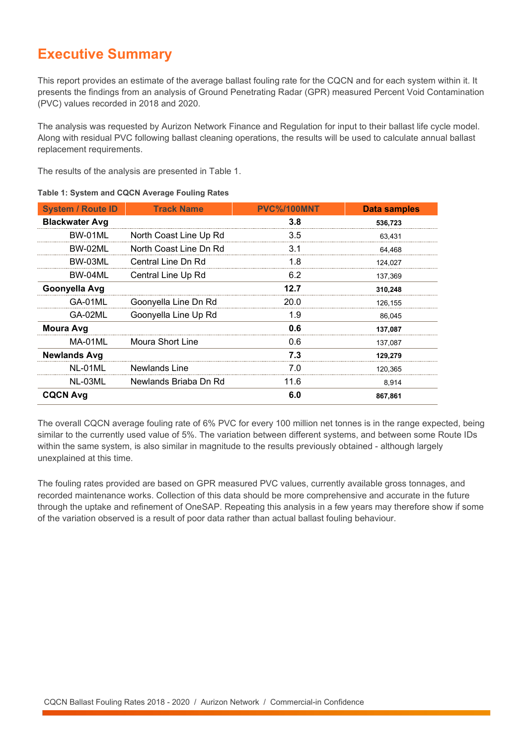# Executive Summary

This report provides an estimate of the average ballast fouling rate for the CQCN and for each system within it. It presents the findings from an analysis of Ground Penetrating Radar (GPR) measured Percent Void Contamination (PVC) values recorded in 2018 and 2020.

The analysis was requested by Aurizon Network Finance and Regulation for input to their ballast life cycle model. Along with residual PVC following ballast cleaning operations, the results will be used to calculate annual ballast replacement requirements.

The results of the analysis are presented in Table 1.

**Table 1: System and CQCN Average Fouling Rates**

| System / Route ID | Track Name | PVC%/100MNT | Data samples |
|---|---|---|---|
| **Blackwater Avg** | | **3.8** | **536,723** |
| BW-01ML | North Coast Line Up Rd | 3.5 | 63,431 |
| BW-02ML | North Coast Line Dn Rd | 3.1 | 64,468 |
| BW-03ML | Central Line Dn Rd | 1.8 | 124,027 |
| BW-04ML | Central Line Up Rd | 6.2 | 137,369 |
| **Goonyella Avg** | | **12.7** | **310,248** |
| GA-01ML | Goonyella Line Dn Rd | 20.0 | 126,155 |
| GA-02ML | Goonyella Line Up Rd | 1.9 | 86,045 |
| **Moura Avg** | | **0.6** | **137,087** |
| MA-01ML | Moura Short Line | 0.6 | 137,087 |
| **Newlands Avg** | | **7.3** | **129,279** |
| NL-01ML | Newlands Line | 7.0 | 120,365 |
| NL-03ML | Newlands Briaba Dn Rd | 11.6 | 8,914 |
| **CQCN Avg** | | **6.0** | **867,861** |

The overall CQCN average fouling rate of 6% PVC for every 100 million net tonnes is in the range expected, being similar to the currently used value of 5%. The variation between different systems, and between some Route IDs within the same system, is also similar in magnitude to the results previously obtained - although largely unexplained at this time.

The fouling rates provided are based on GPR measured PVC values, currently available gross tonnages, and recorded maintenance works. Collection of this data should be more comprehensive and accurate in the future through the uptake and refinement of OneSAP. Repeating this analysis in a few years may therefore show if some of the variation observed is a result of poor data rather than actual ballast fouling behaviour.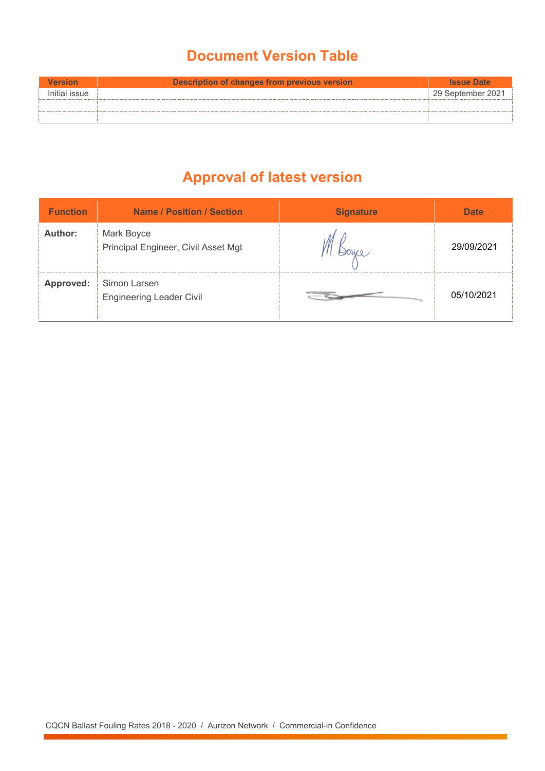## Document Version Table

| Version | Description of changes from previous version | Issue Date |
|---|---|---|
| Initial issue | | 29 September 2021 |
| | | |
| | | |

## Approval of latest version

| Function | Name / Position / Section | Signature | Date |
|---|---|---|---|
| **Author:** | Mark Boyce<br>Principal Engineer, Civil Asset Mgt | | 29/09/2021 |
| **Approved:** | Simon Larsen<br>Engineering Leader Civil | | 05/10/2021 |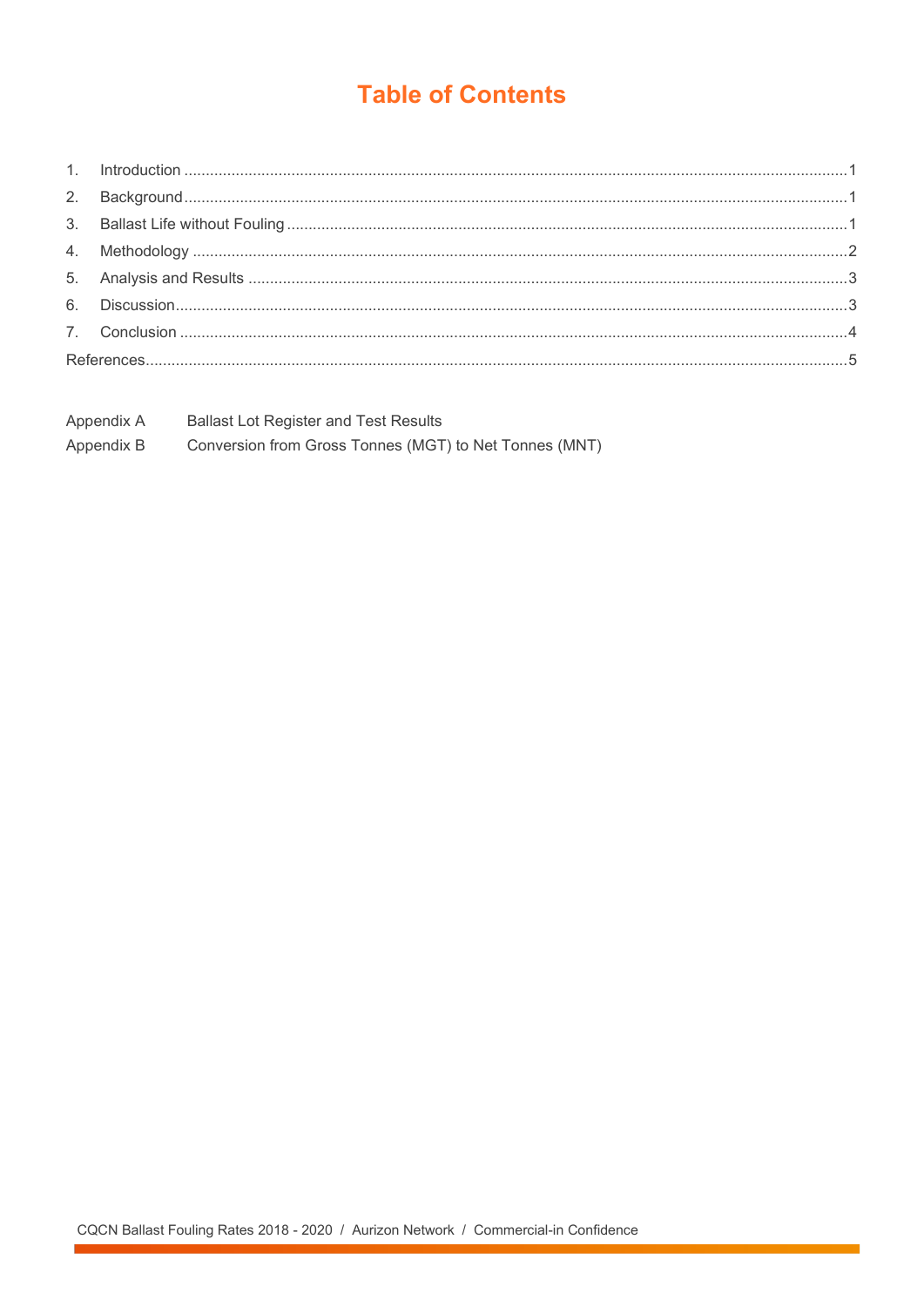# Table of Contents

1. Introduction ........................................................................................................................................1
2. Background........................................................................................................................................1
3. Ballast Life without Fouling .................................................................................................................1
4. Methodology .......................................................................................................................................2
5. Analysis and Results ..........................................................................................................................3
6. Discussion...........................................................................................................................................3
7. Conclusion ..........................................................................................................................................4

References..............................................................................................................................................5

Appendix A Ballast Lot Register and Test Results

Appendix B Conversion from Gross Tonnes (MGT) to Net Tonnes (MNT)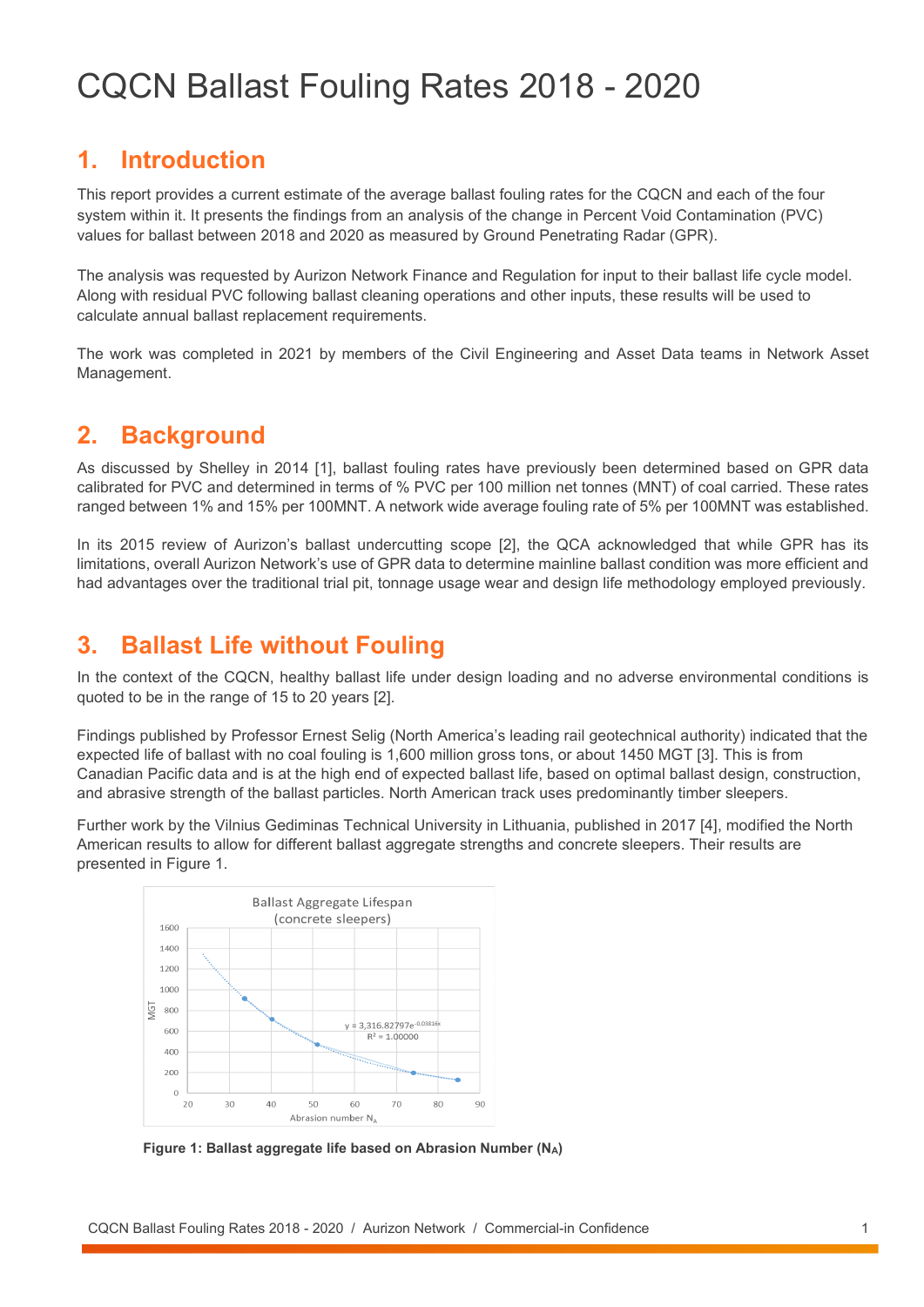// CQCN Ballast Fouling Rates 2018 - 2020

## 1. Introduction

This report provides a current estimate of the average ballast fouling rates for the CQCN and each of the four system within it. It presents the findings from an analysis of the change in Percent Void Contamination (PVC) values for ballast between 2018 and 2020 as measured by Ground Penetrating Radar (GPR).

The analysis was requested by Aurizon Network Finance and Regulation for input to their ballast life cycle model. Along with residual PVC following ballast cleaning operations and other inputs, these results will be used to calculate annual ballast replacement requirements.

The work was completed in 2021 by members of the Civil Engineering and Asset Data teams in Network Asset Management.

## 2. Background

As discussed by Shelley in 2014 [1], ballast fouling rates have previously been determined based on GPR data calibrated for PVC and determined in terms of % PVC per 100 million net tonnes (MNT) of coal carried. These rates ranged between 1% and 15% per 100MNT. A network wide average fouling rate of 5% per 100MNT was established.

In its 2015 review of Aurizon's ballast undercutting scope [2], the QCA acknowledged that while GPR has its limitations, overall Aurizon Network's use of GPR data to determine mainline ballast condition was more efficient and had advantages over the traditional trial pit, tonnage usage wear and design life methodology employed previously.

## 3. Ballast Life without Fouling

In the context of the CQCN, healthy ballast life under design loading and no adverse environmental conditions is quoted to be in the range of 15 to 20 years [2].

Findings published by Professor Ernest Selig (North America's leading rail geotechnical authority) indicated that the expected life of ballast with no coal fouling is 1,600 million gross tons, or about 1450 MGT [3]. This is from Canadian Pacific data and is at the high end of expected ballast life, based on optimal ballast design, construction, and abrasive strength of the ballast particles. North American track uses predominantly timber sleepers.

Further work by the Vilnius Gediminas Technical University in Lithuania, published in 2017 [4], modified the North American results to allow for different ballast aggregate strengths and concrete sleepers. Their results are presented in Figure 1.

**Figure 1: Ballast aggregate life based on Abrasion Number ($N_A$)**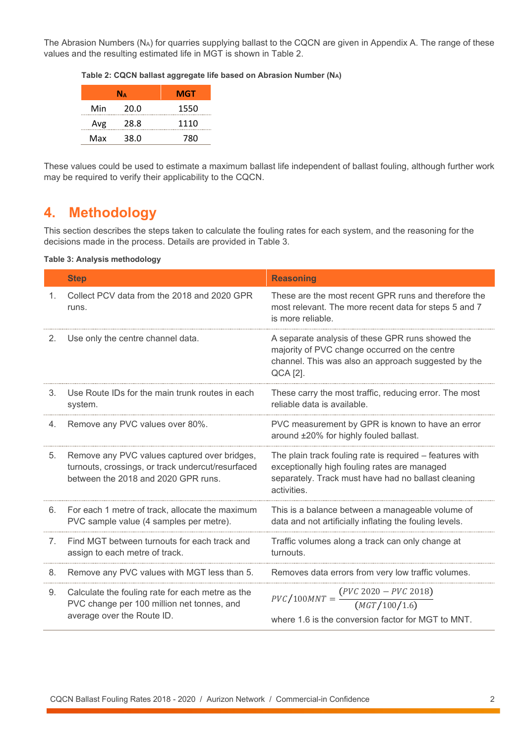The Abrasion Numbers ($N_A$) for quarries supplying ballast to the CQCN are given in Appendix A. The range of these values and the resulting estimated life in MGT is shown in Table 2.

**Table 2: CQCN ballast aggregate life based on Abrasion Number ($N_A$)**

| | $N_A$ | MGT |
|---|---|---|
| Min | 20.0 | 1550 |
| Avg | 28.8 | 1110 |
| Max | 38.0 | 780 |

These values could be used to estimate a maximum ballast life independent of ballast fouling, although further work may be required to verify their applicability to the CQCN.

# 4. Methodology

This section describes the steps taken to calculate the fouling rates for each system, and the reasoning for the decisions made in the process. Details are provided in Table 3.

**Table 3: Analysis methodology**

| | Step | Reasoning |
|---|---|---|
| 1. | Collect PCV data from the 2018 and 2020 GPR runs. | These are the most recent GPR runs and therefore the most relevant. The more recent data for steps 5 and 7 is more reliable. |
| 2. | Use only the centre channel data. | A separate analysis of these GPR runs showed the majority of PVC change occurred on the centre channel. This was also an approach suggested by the QCA [2]. |
| 3. | Use Route IDs for the main trunk routes in each system. | These carry the most traffic, reducing error. The most reliable data is available. |
| 4. | Remove any PVC values over 80%. | PVC measurement by GPR is known to have an error around ±20% for highly fouled ballast. |
| 5. | Remove any PVC values captured over bridges, turnouts, crossings, or track undercut/resurfaced between the 2018 and 2020 GPR runs. | The plain track fouling rate is required – features with exceptionally high fouling rates are managed separately. Track must have had no ballast cleaning activities. |
| 6. | For each 1 metre of track, allocate the maximum PVC sample value (4 samples per metre). | This is a balance between a manageable volume of data and not artificially inflating the fouling levels. |
| 7. | Find MGT between turnouts for each track and assign to each metre of track. | Traffic volumes along a track can only change at turnouts. |
| 8. | Remove any PVC values with MGT less than 5. | Removes data errors from very low traffic volumes. |
| 9. | Calculate the fouling rate for each metre as the PVC change per 100 million net tonnes, and average over the Route ID. | $PVC/100MNT = \dfrac{(PVC\ 2020 - PVC\ 2018)}{(MGT/100/1.6)}$ where 1.6 is the conversion factor for MGT to MNT. |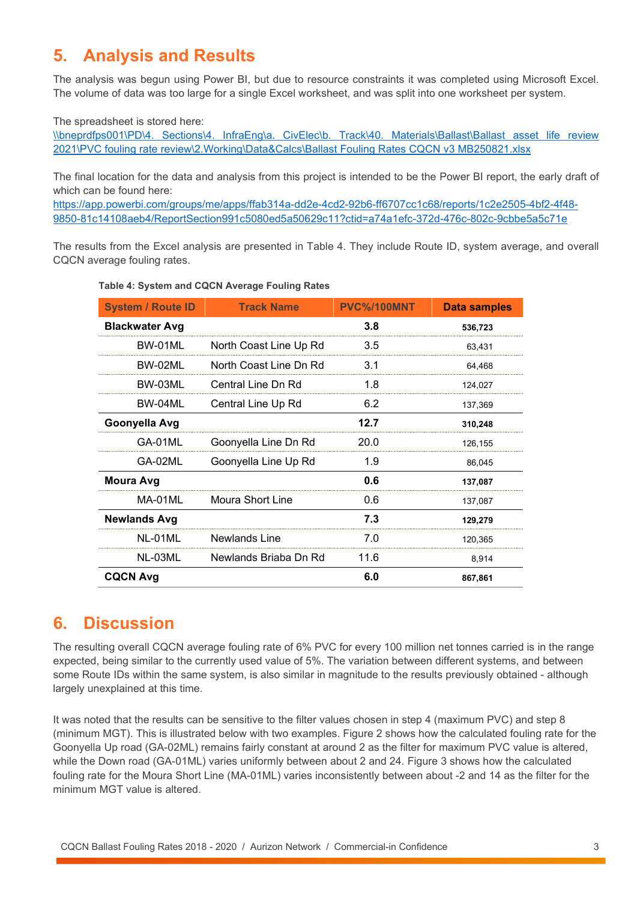# 5. Analysis and Results

The analysis was begun using Power BI, but due to resource constraints it was completed using Microsoft Excel. The volume of data was too large for a single Excel worksheet, and was split into one worksheet per system.

The spreadsheet is stored here:
\\bneprdfps001\PD\4. Sections\4. InfraEng\a. CivElec\b. Track\40. Materials\Ballast\Ballast asset life review 2021\PVC fouling rate review\2.Working\Data&Calcs\Ballast Fouling Rates CQCN v3 MB250821.xlsx

The final location for the data and analysis from this project is intended to be the Power BI report, the early draft of which can be found here:
https://app.powerbi.com/groups/me/apps/ffab314a-dd2e-4cd2-92b6-ff6707cc1c68/reports/1c2e2505-4bf2-4f48-9850-81c14108aeb4/ReportSection991c5080ed5a50629c11?ctid=a74a1efc-372d-476c-802c-9cbbe5a5c71e

The results from the Excel analysis are presented in Table 4. They include Route ID, system average, and overall CQCN average fouling rates.

**Table 4: System and CQCN Average Fouling Rates**

| System / Route ID | Track Name | PVC%/100MNT | Data samples |
|---|---|---|---|
| **Blackwater Avg** | | **3.8** | **536,723** |
| BW-01ML | North Coast Line Up Rd | 3.5 | 63,431 |
| BW-02ML | North Coast Line Dn Rd | 3.1 | 64,468 |
| BW-03ML | Central Line Dn Rd | 1.8 | 124,027 |
| BW-04ML | Central Line Up Rd | 6.2 | 137,369 |
| **Goonyella Avg** | | **12.7** | **310,248** |
| GA-01ML | Goonyella Line Dn Rd | 20.0 | 126,155 |
| GA-02ML | Goonyella Line Up Rd | 1.9 | 86,045 |
| **Moura Avg** | | **0.6** | **137,087** |
| MA-01ML | Moura Short Line | 0.6 | 137,087 |
| **Newlands Avg** | | **7.3** | **129,279** |
| NL-01ML | Newlands Line | 7.0 | 120,365 |
| NL-03ML | Newlands Briaba Dn Rd | 11.6 | 8,914 |
| **CQCN Avg** | | **6.0** | **867,861** |

# 6. Discussion

The resulting overall CQCN average fouling rate of 6% PVC for every 100 million net tonnes carried is in the range expected, being similar to the currently used value of 5%. The variation between different systems, and between some Route IDs within the same system, is also similar in magnitude to the results previously obtained - although largely unexplained at this time.

It was noted that the results can be sensitive to the filter values chosen in step 4 (maximum PVC) and step 8 (minimum MGT). This is illustrated below with two examples. Figure 2 shows how the calculated fouling rate for the Goonyella Up road (GA-02ML) remains fairly constant at around 2 as the filter for maximum PVC value is altered, while the Down road (GA-01ML) varies uniformly between about 2 and 24. Figure 3 shows how the calculated fouling rate for the Moura Short Line (MA-01ML) varies inconsistently between about -2 and 14 as the filter for the minimum MGT value is altered.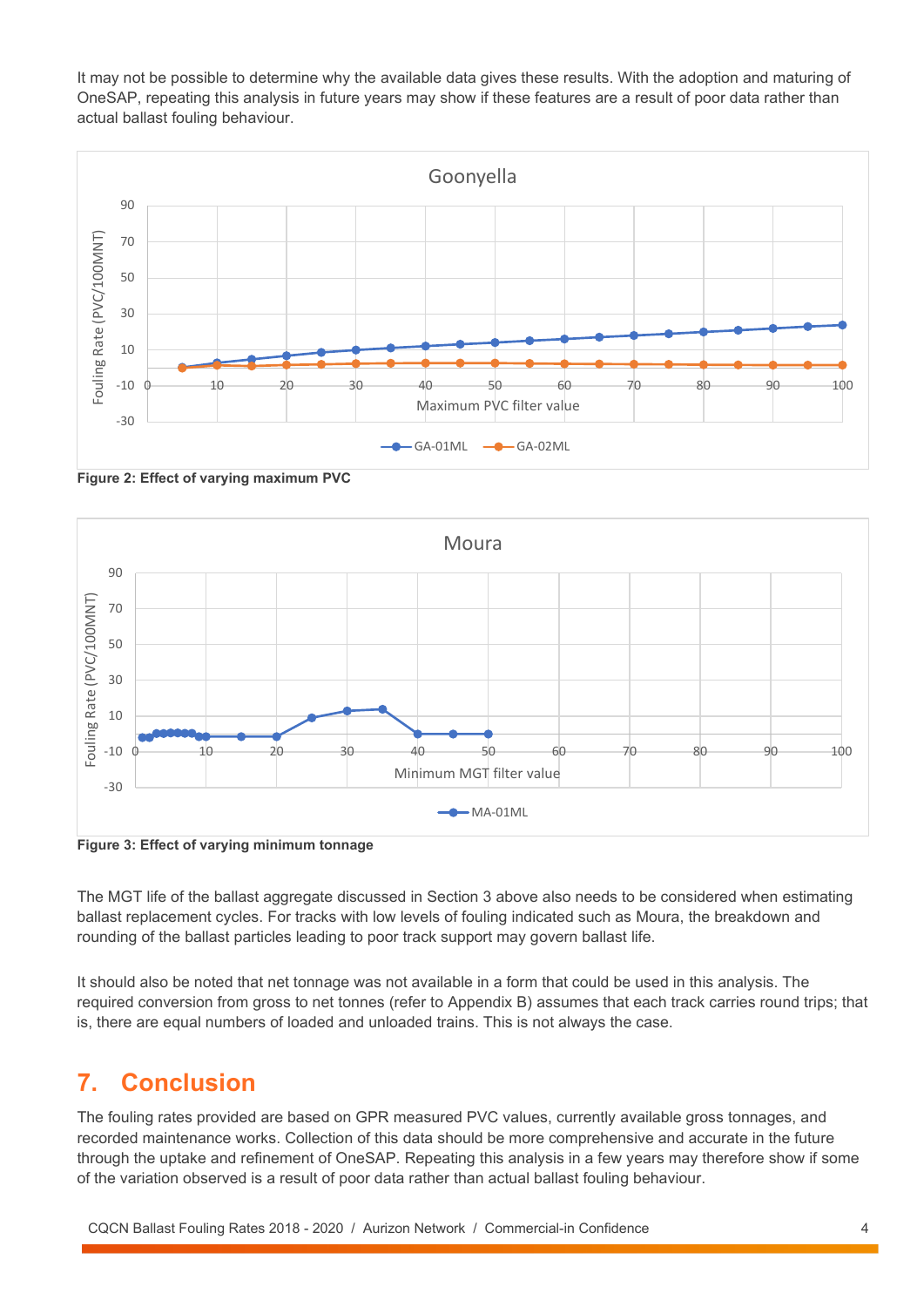It may not be possible to determine why the available data gives these results. With the adoption and maturing of OneSAP, repeating this analysis in future years may show if these features are a result of poor data rather than actual ballast fouling behaviour.

**Figure 2: Effect of varying maximum PVC**

**Figure 3: Effect of varying minimum tonnage**

The MGT life of the ballast aggregate discussed in Section 3 above also needs to be considered when estimating ballast replacement cycles. For tracks with low levels of fouling indicated such as Moura, the breakdown and rounding of the ballast particles leading to poor track support may govern ballast life.

It should also be noted that net tonnage was not available in a form that could be used in this analysis. The required conversion from gross to net tonnes (refer to Appendix B) assumes that each track carries round trips; that is, there are equal numbers of loaded and unloaded trains. This is not always the case.

# 7. Conclusion

The fouling rates provided are based on GPR measured PVC values, currently available gross tonnages, and recorded maintenance works. Collection of this data should be more comprehensive and accurate in the future through the uptake and refinement of OneSAP. Repeating this analysis in a few years may therefore show if some of the variation observed is a result of poor data rather than actual ballast fouling behaviour.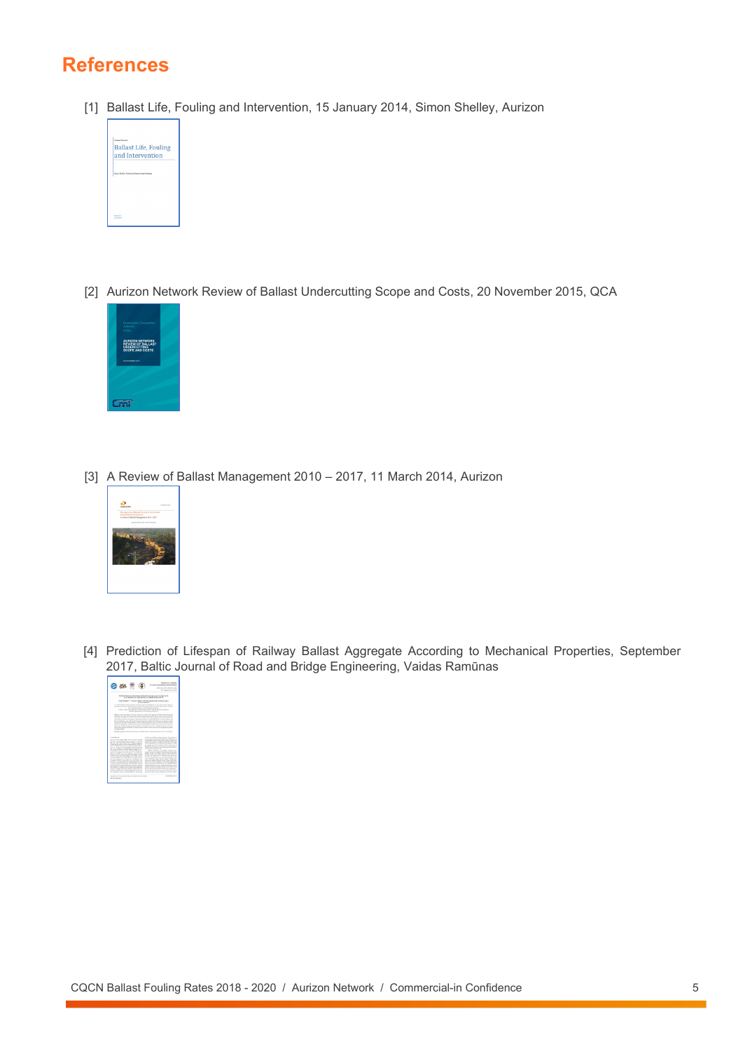# References

[1] Ballast Life, Fouling and Intervention, 15 January 2014, Simon Shelley, Aurizon

[2] Aurizon Network Review of Ballast Undercutting Scope and Costs, 20 November 2015, QCA

[3] A Review of Ballast Management 2010 – 2017, 11 March 2014, Aurizon

[4] Prediction of Lifespan of Railway Ballast Aggregate According to Mechanical Properties, September 2017, Baltic Journal of Road and Bridge Engineering, Vaidas Ramūnas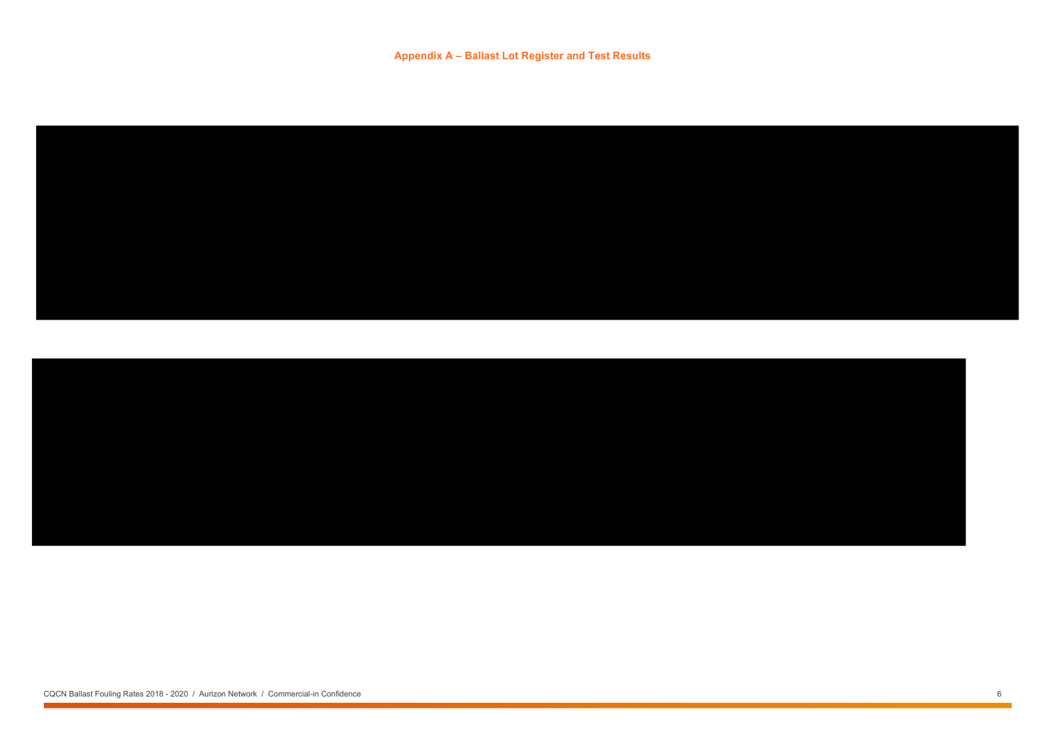## Appendix A – Ballast Lot Register and Test Results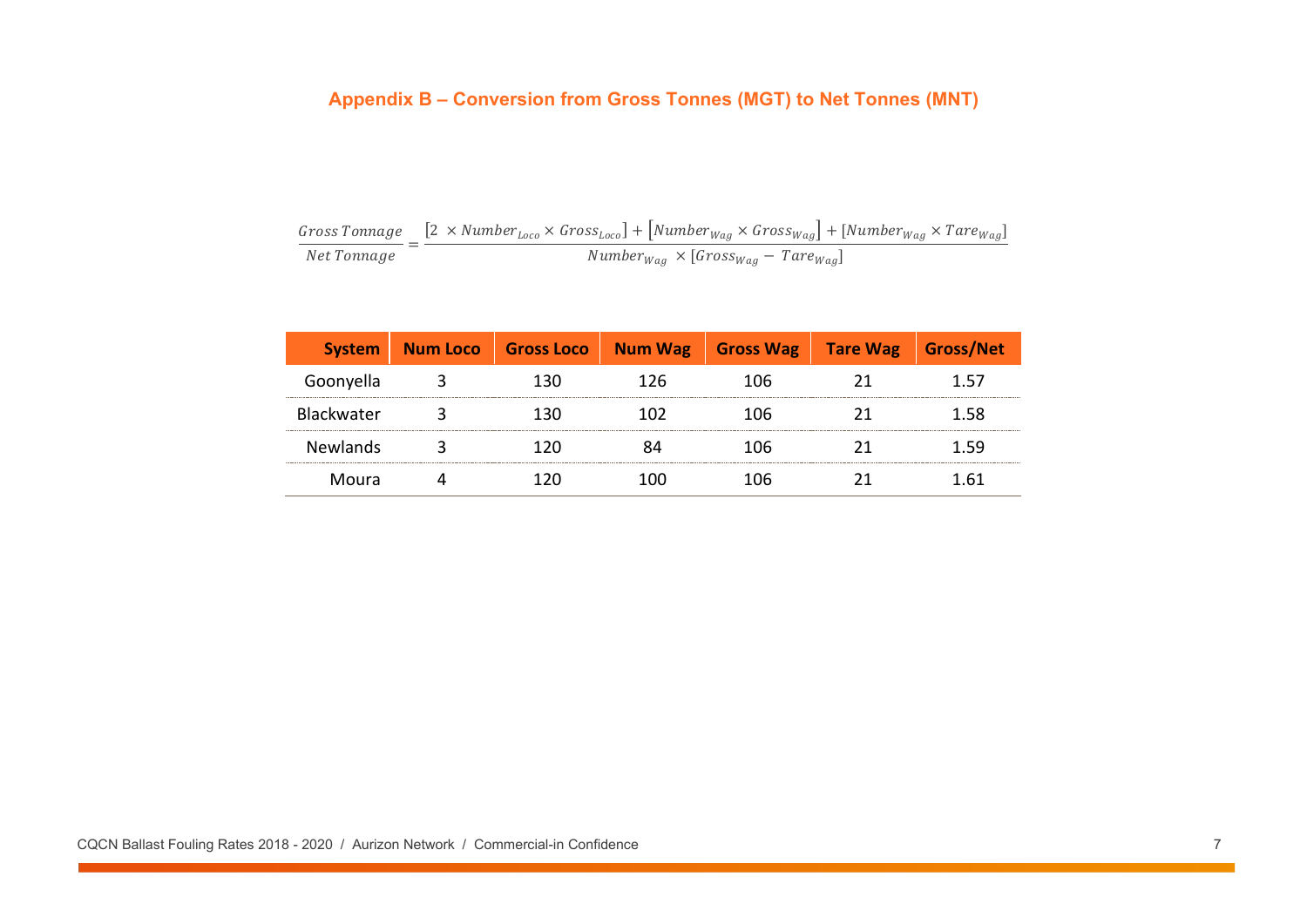## Appendix B – Conversion from Gross Tonnes (MGT) to Net Tonnes (MNT)

$$\frac{Gross\ Tonnage}{Net\ Tonnage} = \frac{[2\ \times Number_{Loco} \times Gross_{Loco}] + [Number_{Wag} \times Gross_{Wag}] + [Number_{Wag} \times Tare_{Wag}]}{Number_{Wag}\ \times [Gross_{Wag} - \ Tare_{Wag}]}$$

| System | Num Loco | Gross Loco | Num Wag | Gross Wag | Tare Wag | Gross/Net |
|---|---|---|---|---|---|---|
| Goonyella | 3 | 130 | 126 | 106 | 21 | 1.57 |
| Blackwater | 3 | 130 | 102 | 106 | 21 | 1.58 |
| Newlands | 3 | 120 | 84 | 106 | 21 | 1.59 |
| Moura | 4 | 120 | 100 | 106 | 21 | 1.61 |